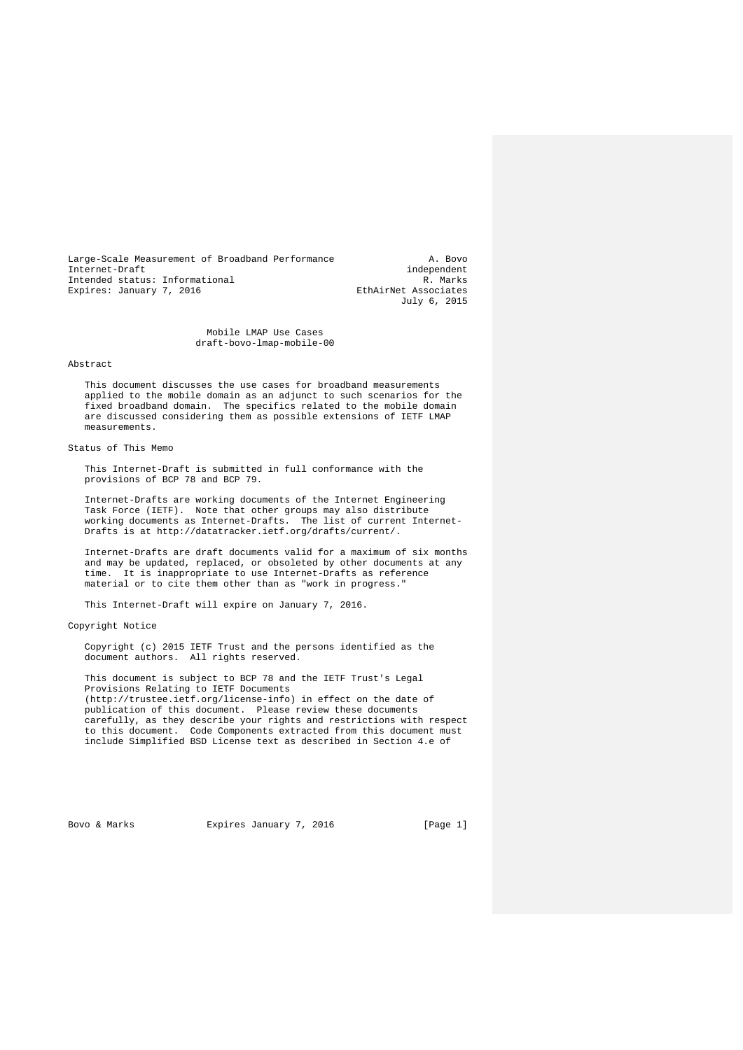Large-Scale Measurement of Broadband Performance A. Bovo
Internet-Draft independent
Intended status: Informational R. Marks
Expires: January 7, 2016 EthAirNet Associates
July 6, 2015

# Mobile LMAP Use Cases
draft-bovo-lmap-mobile-00

## Abstract

This document discusses the use cases for broadband measurements applied to the mobile domain as an adjunct to such scenarios for the fixed broadband domain. The specifics related to the mobile domain are discussed considering them as possible extensions of IETF LMAP measurements.

## Status of This Memo

This Internet-Draft is submitted in full conformance with the provisions of BCP 78 and BCP 79.

Internet-Drafts are working documents of the Internet Engineering Task Force (IETF). Note that other groups may also distribute working documents as Internet-Drafts. The list of current Internet-Drafts is at http://datatracker.ietf.org/drafts/current/.

Internet-Drafts are draft documents valid for a maximum of six months and may be updated, replaced, or obsoleted by other documents at any time. It is inappropriate to use Internet-Drafts as reference material or to cite them other than as "work in progress."

This Internet-Draft will expire on January 7, 2016.

## Copyright Notice

Copyright (c) 2015 IETF Trust and the persons identified as the document authors. All rights reserved.

This document is subject to BCP 78 and the IETF Trust's Legal Provisions Relating to IETF Documents (http://trustee.ietf.org/license-info) in effect on the date of publication of this document. Please review these documents carefully, as they describe your rights and restrictions with respect to this document. Code Components extracted from this document must include Simplified BSD License text as described in Section 4.e of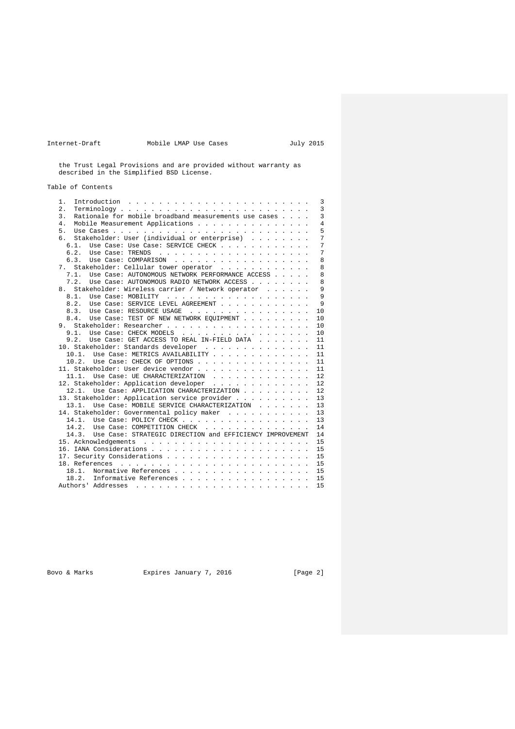the Trust Legal Provisions and are provided without warranty as described in the Simplified BSD License.

## Table of Contents

```
   1.  Introduction . . . . . . . . . . . . . . . . . . . . . . . .   3
   2.  Terminology . . . . . . . . . . . . . . . . . . . . . . . . .   3
   3.  Rationale for mobile broadband measurements use cases . . . .   3
   4.  Mobile Measurement Applications . . . . . . . . . . . . . . .   4
   5.  Use Cases . . . . . . . . . . . . . . . . . . . . . . . . . .   5
   6.  Stakeholder: User (individual or enterprise)  . . . . . . . .   7
     6.1.  Use Case: Use Case: SERVICE CHECK . . . . . . . . . . . .   7
     6.2.  Use Case: TRENDS  . . . . . . . . . . . . . . . . . . . .   7
     6.3.  Use Case: COMPARISON  . . . . . . . . . . . . . . . . . .   8
   7.  Stakeholder: Cellular tower operator  . . . . . . . . . . . .   8
     7.1.  Use Case: AUTONOMOUS NETWORK PERFORMANCE ACCESS . . . . .   8
     7.2.  Use Case: AUTONOMOUS RADIO NETWORK ACCESS . . . . . . . .   8
   8.  Stakeholder: Wireless carrier / Network operator  . . . . . .   9
     8.1.  Use Case: MOBILITY  . . . . . . . . . . . . . . . . . . .   9
     8.2.  Use Case: SERVICE LEVEL AGREEMENT . . . . . . . . . . . .   9
     8.3.  Use Case: RESOURCE USAGE  . . . . . . . . . . . . . . . .  10
     8.4.  Use Case: TEST OF NEW NETWORK EQUIPMENT . . . . . . . . .  10
   9.  Stakeholder: Researcher . . . . . . . . . . . . . . . . . . .  10
     9.1.  Use Case: CHECK MODELS  . . . . . . . . . . . . . . . . .  10
     9.2.  Use Case: GET ACCESS TO REAL IN-FIELD DATA  . . . . . . .  11
   10. Stakeholder: Standards developer  . . . . . . . . . . . . . .  11
     10.1.  Use Case: METRICS AVAILABILITY . . . . . . . . . . . . .  11
     10.2.  Use Case: CHECK OF OPTIONS . . . . . . . . . . . . . . .  11
   11. Stakeholder: User device vendor . . . . . . . . . . . . . . .  11
     11.1.  Use Case: UE CHARACTERIZATION  . . . . . . . . . . . . .  12
   12. Stakeholder: Application developer  . . . . . . . . . . . . .  12
     12.1.  Use Case: APPLICATION CHARACTERIZATION . . . . . . . . .  12
   13. Stakeholder: Application service provider . . . . . . . . . .  13
     13.1.  Use Case: MOBILE SERVICE CHARACTERIZATION  . . . . . . .  13
   14. Stakeholder: Governmental policy maker  . . . . . . . . . . .  13
     14.1.  Use Case: POLICY CHECK . . . . . . . . . . . . . . . . .  13
     14.2.  Use Case: COMPETITION CHECK  . . . . . . . . . . . . . .  14
     14.3.  Use Case: STRATEGIC DIRECTION and EFFICIENCY IMPROVEMENT  14
   15. Acknowledgements  . . . . . . . . . . . . . . . . . . . . . .  15
   16. IANA Considerations . . . . . . . . . . . . . . . . . . . . .  15
   17. Security Considerations . . . . . . . . . . . . . . . . . . .  15
   18. References  . . . . . . . . . . . . . . . . . . . . . . . . .  15
     18.1.  Normative References . . . . . . . . . . . . . . . . . .  15
     18.2.  Informative References . . . . . . . . . . . . . . . . .  15
   Authors' Addresses  . . . . . . . . . . . . . . . . . . . . . . .  15
```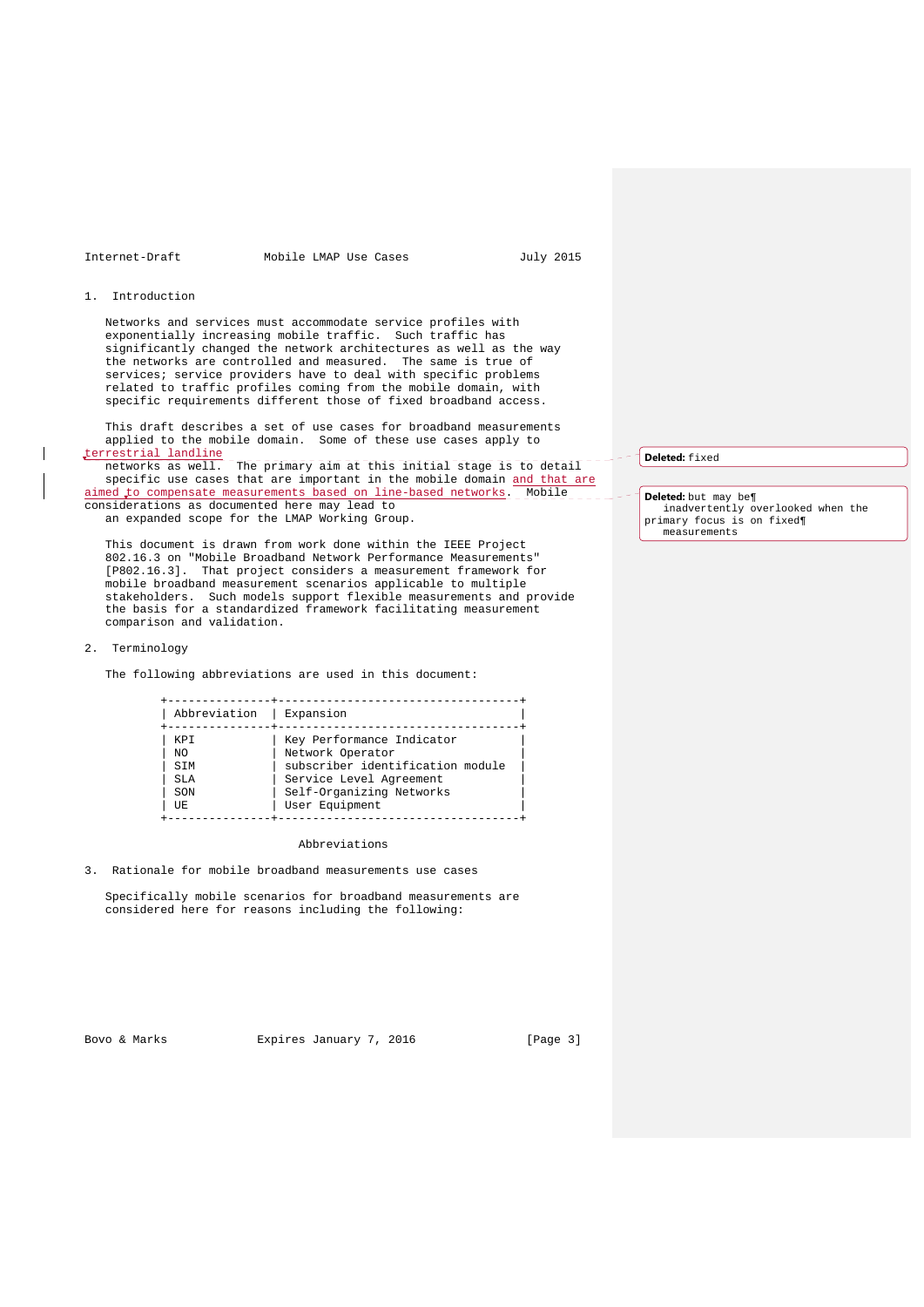## 1. Introduction

Networks and services must accommodate service profiles with exponentially increasing mobile traffic. Such traffic has significantly changed the network architectures as well as the way the networks are controlled and measured. The same is true of services; service providers have to deal with specific problems related to traffic profiles coming from the mobile domain, with specific requirements different those of fixed broadband access.

This draft describes a set of use cases for broadband measurements applied to the mobile domain. Some of these use cases apply to terrestrial landline networks as well. The primary aim at this initial stage is to detail specific use cases that are important in the mobile domain and that are aimed to compensate measurements based on line-based networks. Mobile considerations as documented here may lead to an expanded scope for the LMAP Working Group.

Deleted: fixed

Deleted: but may be
inadvertently overlooked when the primary focus is on fixed
measurements

This document is drawn from work done within the IEEE Project 802.16.3 on "Mobile Broadband Network Performance Measurements" [P802.16.3]. That project considers a measurement framework for mobile broadband measurement scenarios applicable to multiple stakeholders. Such models support flexible measurements and provide the basis for a standardized framework facilitating measurement comparison and validation.

## 2. Terminology

The following abbreviations are used in this document:

| Abbreviation | Expansion |
|---|---|
| KPI | Key Performance Indicator |
| NO | Network Operator |
| SIM | subscriber identification module |
| SLA | Service Level Agreement |
| SON | Self-Organizing Networks |
| UE | User Equipment |

Abbreviations

## 3. Rationale for mobile broadband measurements use cases

Specifically mobile scenarios for broadband measurements are considered here for reasons including the following: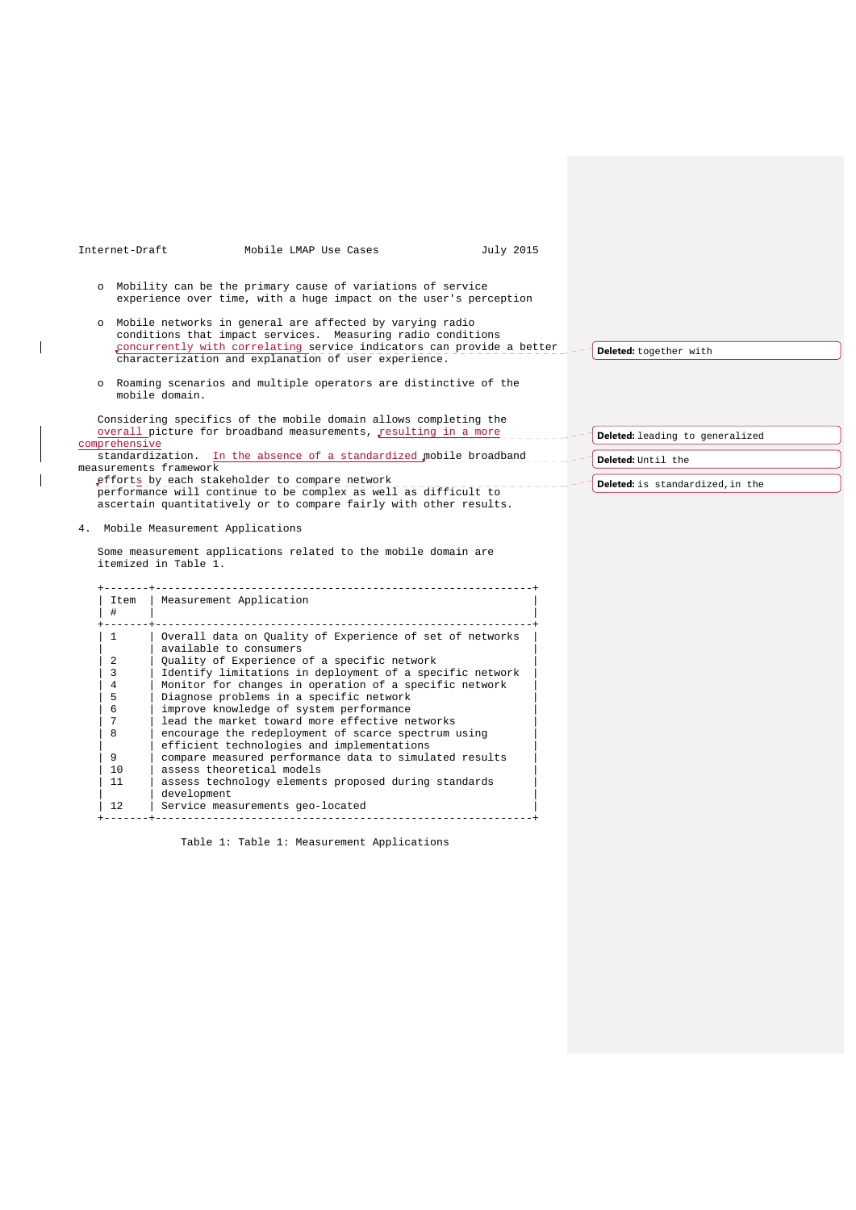o Mobility can be the primary cause of variations of service experience over time, with a huge impact on the user's perception

o Mobile networks in general are affected by varying radio conditions that impact services. Measuring radio conditions concurrently with correlating service indicators can provide a better characterization and explanation of user experience.

o Roaming scenarios and multiple operators are distinctive of the mobile domain.

Considering specifics of the mobile domain allows completing the overall picture for broadband measurements, resulting in a more comprehensive standardization. In the absence of a standardized mobile broadband measurements framework efforts by each stakeholder to compare network performance will continue to be complex as well as difficult to ascertain quantitatively or to compare fairly with other results.

Deleted: together with

Deleted: leading to generalized

Deleted: Until the

Deleted: is standardized, in the

## 4. Mobile Measurement Applications

Some measurement applications related to the mobile domain are itemized in Table 1.

| Item # | Measurement Application |
|---|---|
| 1 | Overall data on Quality of Experience of set of networks available to consumers |
| 2 | Quality of Experience of a specific network |
| 3 | Identify limitations in deployment of a specific network |
| 4 | Monitor for changes in operation of a specific network |
| 5 | Diagnose problems in a specific network |
| 6 | improve knowledge of system performance |
| 7 | lead the market toward more effective networks |
| 8 | encourage the redeployment of scarce spectrum using efficient technologies and implementations |
| 9 | compare measured performance data to simulated results |
| 10 | assess theoretical models |
| 11 | assess technology elements proposed during standards development |
| 12 | Service measurements geo-located |

Table 1: Table 1: Measurement Applications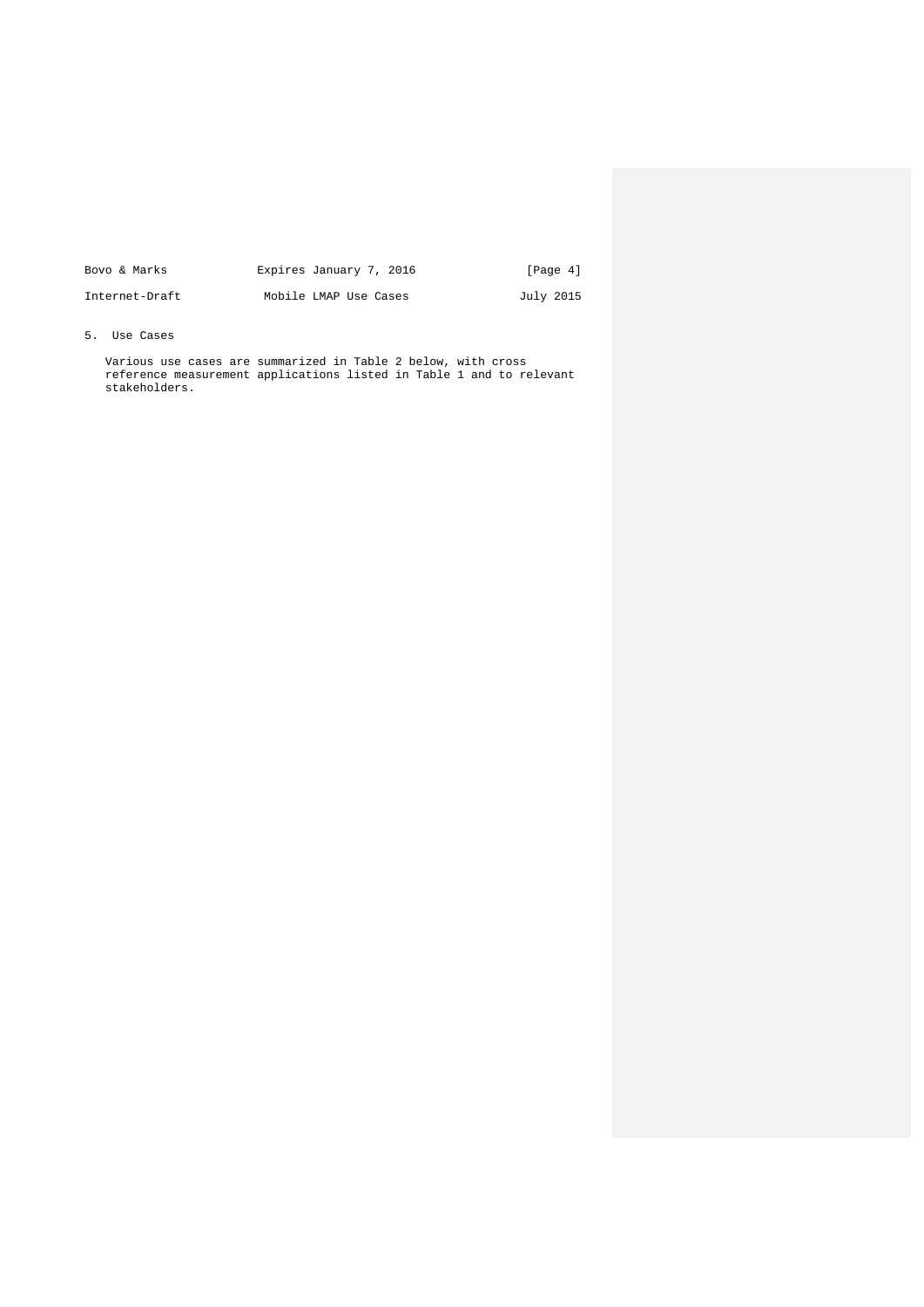## 5. Use Cases

Various use cases are summarized in Table 2 below, with cross reference measurement applications listed in Table 1 and to relevant stakeholders.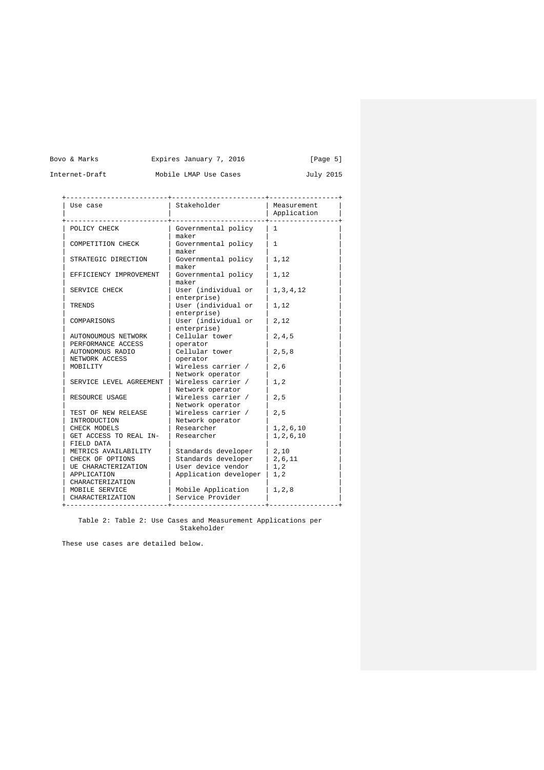| Use case | Stakeholder | Measurement Application |
| --- | --- | --- |
| POLICY CHECK | Governmental policy maker | 1 |
| COMPETITION CHECK | Governmental policy maker | 1 |
| STRATEGIC DIRECTION | Governmental policy maker | 1,12 |
| EFFICIENCY IMPROVEMENT | Governmental policy maker | 1,12 |
| SERVICE CHECK | User (individual or enterprise) | 1,3,4,12 |
| TRENDS | User (individual or enterprise) | 1,12 |
| COMPARISONS | User (individual or enterprise) | 2,12 |
| AUTONOUMOUS NETWORK PERFORMANCE ACCESS | Cellular tower operator | 2,4,5 |
| AUTONOMOUS RADIO NETWORK ACCESS | Cellular tower operator | 2,5,8 |
| MOBILITY | Wireless carrier / Network operator | 2,6 |
| SERVICE LEVEL AGREEMENT | Wireless carrier / Network operator | 1,2 |
| RESOURCE USAGE | Wireless carrier / Network operator | 2,5 |
| TEST OF NEW RELEASE INTRODUCTION | Wireless carrier / Network operator | 2,5 |
| CHECK MODELS | Researcher | 1,2,6,10 |
| GET ACCESS TO REAL IN-FIELD DATA | Researcher | 1,2,6,10 |
| METRICS AVAILABILITY | Standards developer | 2,10 |
| CHECK OF OPTIONS | Standards developer | 2,6,11 |
| UE CHARACTERIZATION | User device vendor | 1,2 |
| APPLICATION CHARACTERIZATION | Application developer | 1,2 |
| MOBILE SERVICE CHARACTERIZATION | Mobile Application Service Provider | 1,2,8 |

Table 2: Table 2: Use Cases and Measurement Applications per Stakeholder

These use cases are detailed below.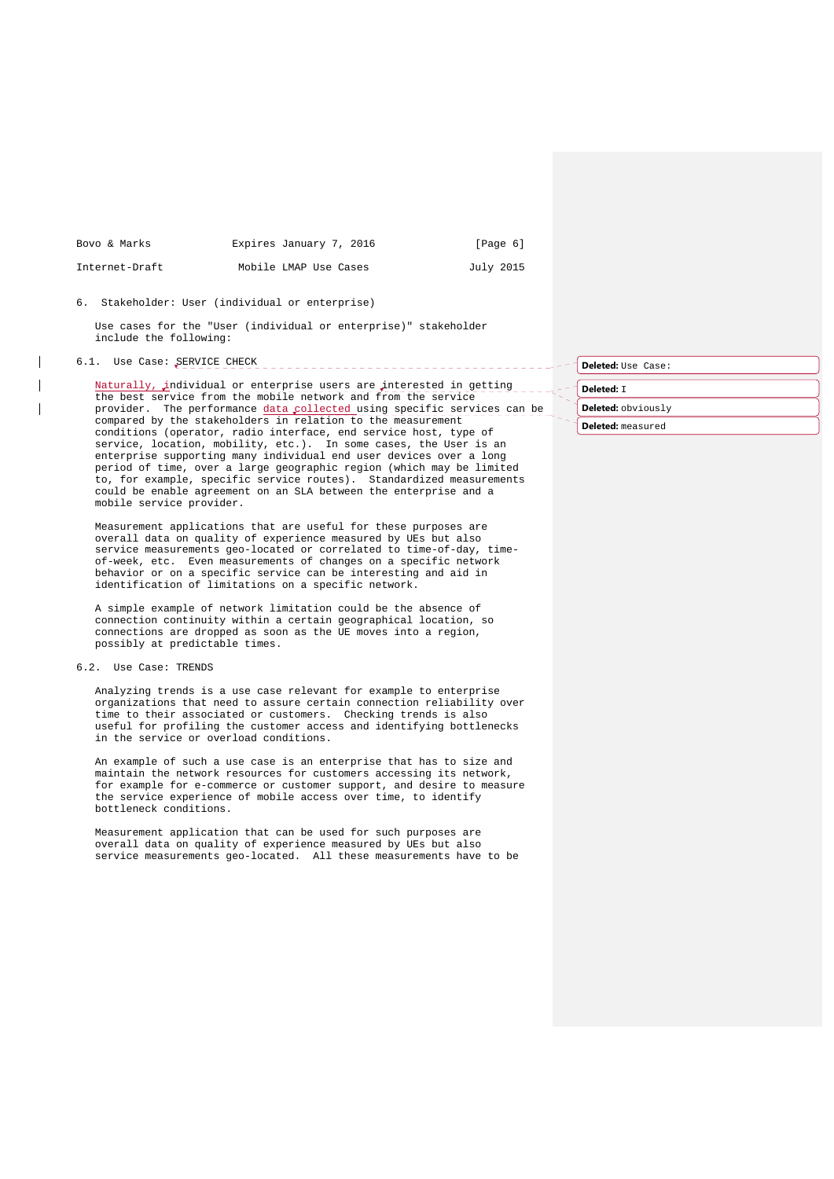# 6. Stakeholder: User (individual or enterprise)

Use cases for the "User (individual or enterprise)" stakeholder include the following:

## 6.1. Use Case: SERVICE CHECK

Naturally, individual or enterprise users are interested in getting the best service from the mobile network and from the service provider. The performance data collected using specific services can be compared by the stakeholders in relation to the measurement conditions (operator, radio interface, end service host, type of service, location, mobility, etc.). In some cases, the User is an enterprise supporting many individual end user devices over a long period of time, over a large geographic region (which may be limited to, for example, specific service routes). Standardized measurements could be enable agreement on an SLA between the enterprise and a mobile service provider.

Measurement applications that are useful for these purposes are overall data on quality of experience measured by UEs but also service measurements geo-located or correlated to time-of-day, time-of-week, etc. Even measurements of changes on a specific network behavior or on a specific service can be interesting and aid in identification of limitations on a specific network.

A simple example of network limitation could be the absence of connection continuity within a certain geographical location, so connections are dropped as soon as the UE moves into a region, possibly at predictable times.

## 6.2. Use Case: TRENDS

Analyzing trends is a use case relevant for example to enterprise organizations that need to assure certain connection reliability over time to their associated or customers. Checking trends is also useful for profiling the customer access and identifying bottlenecks in the service or overload conditions.

An example of such a use case is an enterprise that has to size and maintain the network resources for customers accessing its network, for example for e-commerce or customer support, and desire to measure the service experience of mobile access over time, to identify bottleneck conditions.

Measurement application that can be used for such purposes are overall data on quality of experience measured by UEs but also service measurements geo-located. All these measurements have to be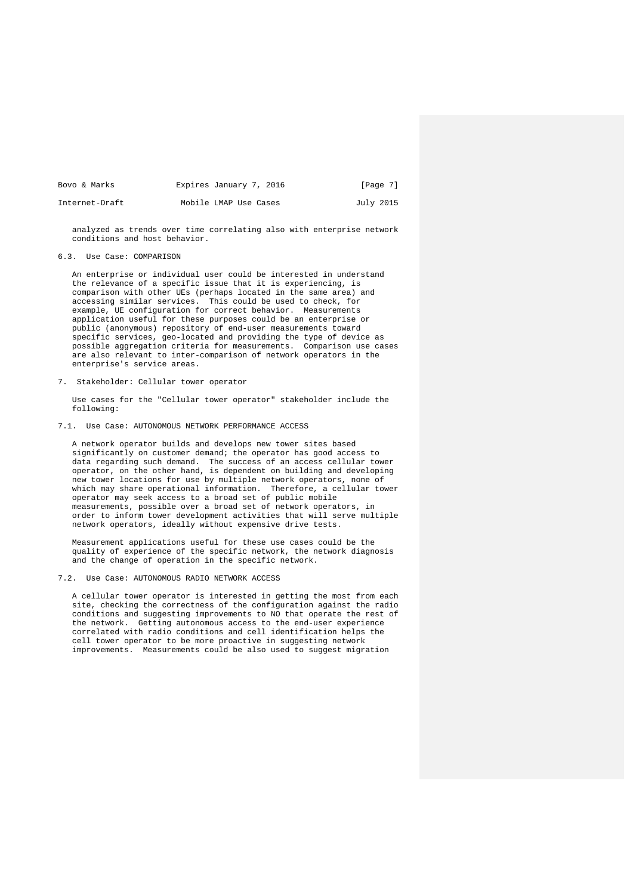analyzed as trends over time correlating also with enterprise network conditions and host behavior.

### 6.3. Use Case: COMPARISON

An enterprise or individual user could be interested in understand the relevance of a specific issue that it is experiencing, is comparison with other UEs (perhaps located in the same area) and accessing similar services. This could be used to check, for example, UE configuration for correct behavior. Measurements application useful for these purposes could be an enterprise or public (anonymous) repository of end-user measurements toward specific services, geo-located and providing the type of device as possible aggregation criteria for measurements. Comparison use cases are also relevant to inter-comparison of network operators in the enterprise's service areas.

## 7. Stakeholder: Cellular tower operator

Use cases for the "Cellular tower operator" stakeholder include the following:

### 7.1. Use Case: AUTONOMOUS NETWORK PERFORMANCE ACCESS

A network operator builds and develops new tower sites based significantly on customer demand; the operator has good access to data regarding such demand. The success of an access cellular tower operator, on the other hand, is dependent on building and developing new tower locations for use by multiple network operators, none of which may share operational information. Therefore, a cellular tower operator may seek access to a broad set of public mobile measurements, possible over a broad set of network operators, in order to inform tower development activities that will serve multiple network operators, ideally without expensive drive tests.

Measurement applications useful for these use cases could be the quality of experience of the specific network, the network diagnosis and the change of operation in the specific network.

### 7.2. Use Case: AUTONOMOUS RADIO NETWORK ACCESS

A cellular tower operator is interested in getting the most from each site, checking the correctness of the configuration against the radio conditions and suggesting improvements to NO that operate the rest of the network. Getting autonomous access to the end-user experience correlated with radio conditions and cell identification helps the cell tower operator to be more proactive in suggesting network improvements. Measurements could be also used to suggest migration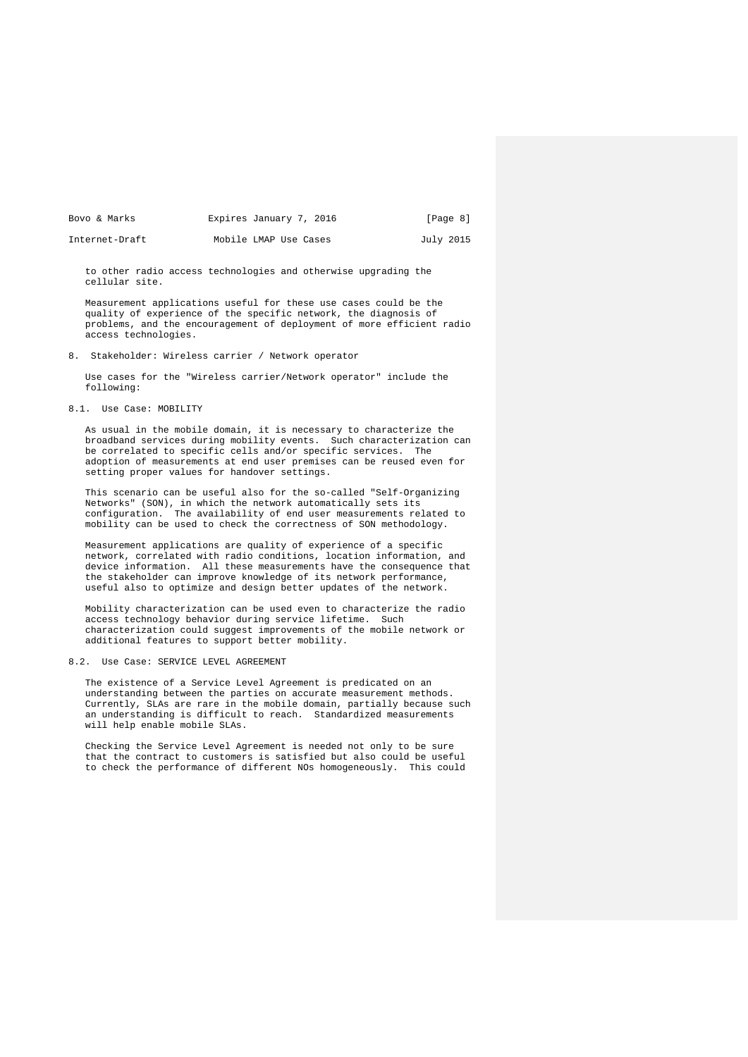to other radio access technologies and otherwise upgrading the cellular site.

Measurement applications useful for these use cases could be the quality of experience of the specific network, the diagnosis of problems, and the encouragement of deployment of more efficient radio access technologies.

## 8. Stakeholder: Wireless carrier / Network operator

Use cases for the "Wireless carrier/Network operator" include the following:

### 8.1. Use Case: MOBILITY

As usual in the mobile domain, it is necessary to characterize the broadband services during mobility events. Such characterization can be correlated to specific cells and/or specific services. The adoption of measurements at end user premises can be reused even for setting proper values for handover settings.

This scenario can be useful also for the so-called "Self-Organizing Networks" (SON), in which the network automatically sets its configuration. The availability of end user measurements related to mobility can be used to check the correctness of SON methodology.

Measurement applications are quality of experience of a specific network, correlated with radio conditions, location information, and device information. All these measurements have the consequence that the stakeholder can improve knowledge of its network performance, useful also to optimize and design better updates of the network.

Mobility characterization can be used even to characterize the radio access technology behavior during service lifetime. Such characterization could suggest improvements of the mobile network or additional features to support better mobility.

### 8.2. Use Case: SERVICE LEVEL AGREEMENT

The existence of a Service Level Agreement is predicated on an understanding between the parties on accurate measurement methods. Currently, SLAs are rare in the mobile domain, partially because such an understanding is difficult to reach. Standardized measurements will help enable mobile SLAs.

Checking the Service Level Agreement is needed not only to be sure that the contract to customers is satisfied but also could be useful to check the performance of different NOs homogeneously. This could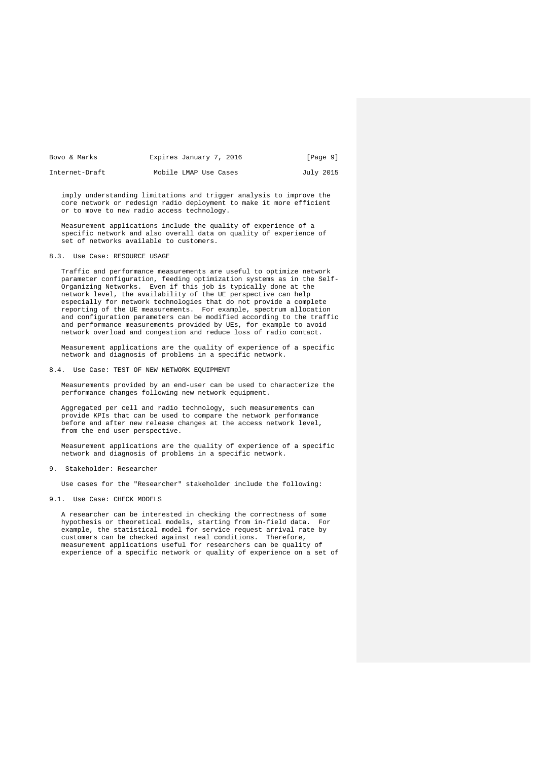imply understanding limitations and trigger analysis to improve the core network or redesign radio deployment to make it more efficient or to move to new radio access technology.

Measurement applications include the quality of experience of a specific network and also overall data on quality of experience of set of networks available to customers.

### 8.3. Use Case: RESOURCE USAGE

Traffic and performance measurements are useful to optimize network parameter configuration, feeding optimization systems as in the Self-Organizing Networks. Even if this job is typically done at the network level, the availability of the UE perspective can help especially for network technologies that do not provide a complete reporting of the UE measurements. For example, spectrum allocation and configuration parameters can be modified according to the traffic and performance measurements provided by UEs, for example to avoid network overload and congestion and reduce loss of radio contact.

Measurement applications are the quality of experience of a specific network and diagnosis of problems in a specific network.

### 8.4. Use Case: TEST OF NEW NETWORK EQUIPMENT

Measurements provided by an end-user can be used to characterize the performance changes following new network equipment.

Aggregated per cell and radio technology, such measurements can provide KPIs that can be used to compare the network performance before and after new release changes at the access network level, from the end user perspective.

Measurement applications are the quality of experience of a specific network and diagnosis of problems in a specific network.

## 9. Stakeholder: Researcher

Use cases for the "Researcher" stakeholder include the following:

### 9.1. Use Case: CHECK MODELS

A researcher can be interested in checking the correctness of some hypothesis or theoretical models, starting from in-field data. For example, the statistical model for service request arrival rate by customers can be checked against real conditions. Therefore, measurement applications useful for researchers can be quality of experience of a specific network or quality of experience on a set of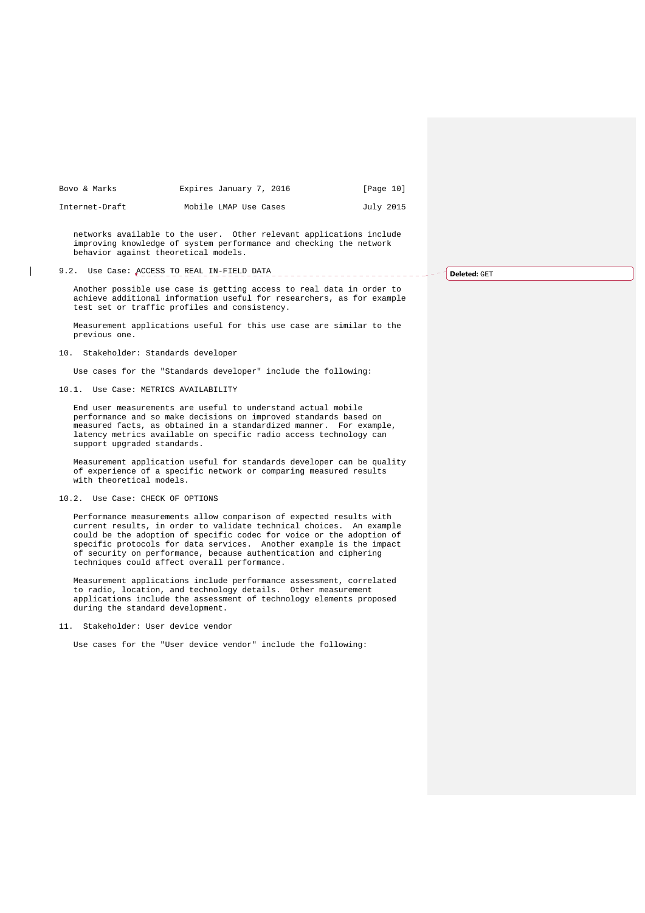networks available to the user. Other relevant applications include improving knowledge of system performance and checking the network behavior against theoretical models.

### 9.2. Use Case: ACCESS TO REAL IN-FIELD DATA

Deleted: GET

Another possible use case is getting access to real data in order to achieve additional information useful for researchers, as for example test set or traffic profiles and consistency.

Measurement applications useful for this use case are similar to the previous one.

## 10. Stakeholder: Standards developer

Use cases for the "Standards developer" include the following:

### 10.1. Use Case: METRICS AVAILABILITY

End user measurements are useful to understand actual mobile performance and so make decisions on improved standards based on measured facts, as obtained in a standardized manner. For example, latency metrics available on specific radio access technology can support upgraded standards.

Measurement application useful for standards developer can be quality of experience of a specific network or comparing measured results with theoretical models.

### 10.2. Use Case: CHECK OF OPTIONS

Performance measurements allow comparison of expected results with current results, in order to validate technical choices. An example could be the adoption of specific codec for voice or the adoption of specific protocols for data services. Another example is the impact of security on performance, because authentication and ciphering techniques could affect overall performance.

Measurement applications include performance assessment, correlated to radio, location, and technology details. Other measurement applications include the assessment of technology elements proposed during the standard development.

## 11. Stakeholder: User device vendor

Use cases for the "User device vendor" include the following: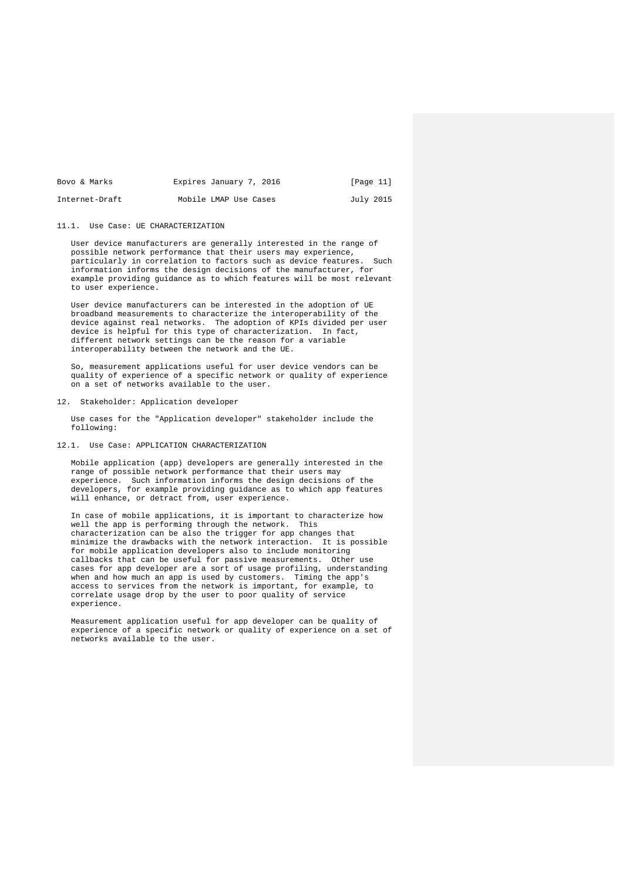### 11.1. Use Case: UE CHARACTERIZATION

User device manufacturers are generally interested in the range of possible network performance that their users may experience, particularly in correlation to factors such as device features. Such information informs the design decisions of the manufacturer, for example providing guidance as to which features will be most relevant to user experience.

User device manufacturers can be interested in the adoption of UE broadband measurements to characterize the interoperability of the device against real networks. The adoption of KPIs divided per user device is helpful for this type of characterization. In fact, different network settings can be the reason for a variable interoperability between the network and the UE.

So, measurement applications useful for user device vendors can be quality of experience of a specific network or quality of experience on a set of networks available to the user.

## 12. Stakeholder: Application developer

Use cases for the "Application developer" stakeholder include the following:

### 12.1. Use Case: APPLICATION CHARACTERIZATION

Mobile application (app) developers are generally interested in the range of possible network performance that their users may experience. Such information informs the design decisions of the developers, for example providing guidance as to which app features will enhance, or detract from, user experience.

In case of mobile applications, it is important to characterize how well the app is performing through the network. This characterization can be also the trigger for app changes that minimize the drawbacks with the network interaction. It is possible for mobile application developers also to include monitoring callbacks that can be useful for passive measurements. Other use cases for app developer are a sort of usage profiling, understanding when and how much an app is used by customers. Timing the app's access to services from the network is important, for example, to correlate usage drop by the user to poor quality of service experience.

Measurement application useful for app developer can be quality of experience of a specific network or quality of experience on a set of networks available to the user.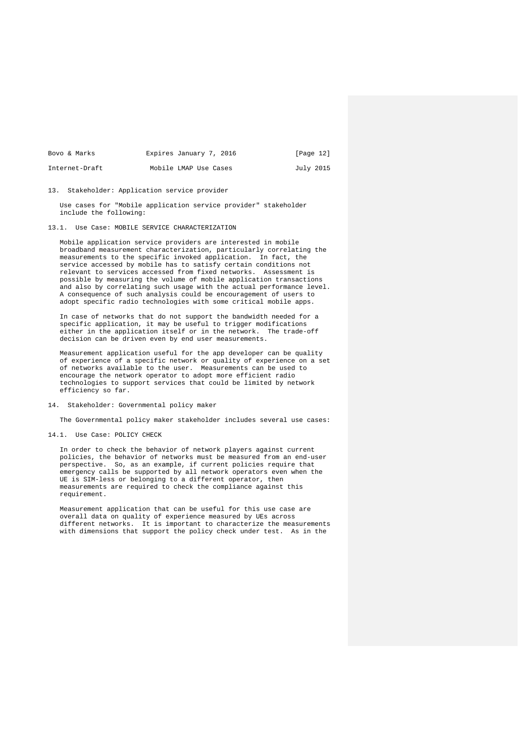## 13. Stakeholder: Application service provider

Use cases for "Mobile application service provider" stakeholder include the following:

### 13.1. Use Case: MOBILE SERVICE CHARACTERIZATION

Mobile application service providers are interested in mobile broadband measurement characterization, particularly correlating the measurements to the specific invoked application. In fact, the service accessed by mobile has to satisfy certain conditions not relevant to services accessed from fixed networks. Assessment is possible by measuring the volume of mobile application transactions and also by correlating such usage with the actual performance level. A consequence of such analysis could be encouragement of users to adopt specific radio technologies with some critical mobile apps.

In case of networks that do not support the bandwidth needed for a specific application, it may be useful to trigger modifications either in the application itself or in the network. The trade-off decision can be driven even by end user measurements.

Measurement application useful for the app developer can be quality of experience of a specific network or quality of experience on a set of networks available to the user. Measurements can be used to encourage the network operator to adopt more efficient radio technologies to support services that could be limited by network efficiency so far.

## 14. Stakeholder: Governmental policy maker

The Governmental policy maker stakeholder includes several use cases:

### 14.1. Use Case: POLICY CHECK

In order to check the behavior of network players against current policies, the behavior of networks must be measured from an end-user perspective. So, as an example, if current policies require that emergency calls be supported by all network operators even when the UE is SIM-less or belonging to a different operator, then measurements are required to check the compliance against this requirement.

Measurement application that can be useful for this use case are overall data on quality of experience measured by UEs across different networks. It is important to characterize the measurements with dimensions that support the policy check under test. As in the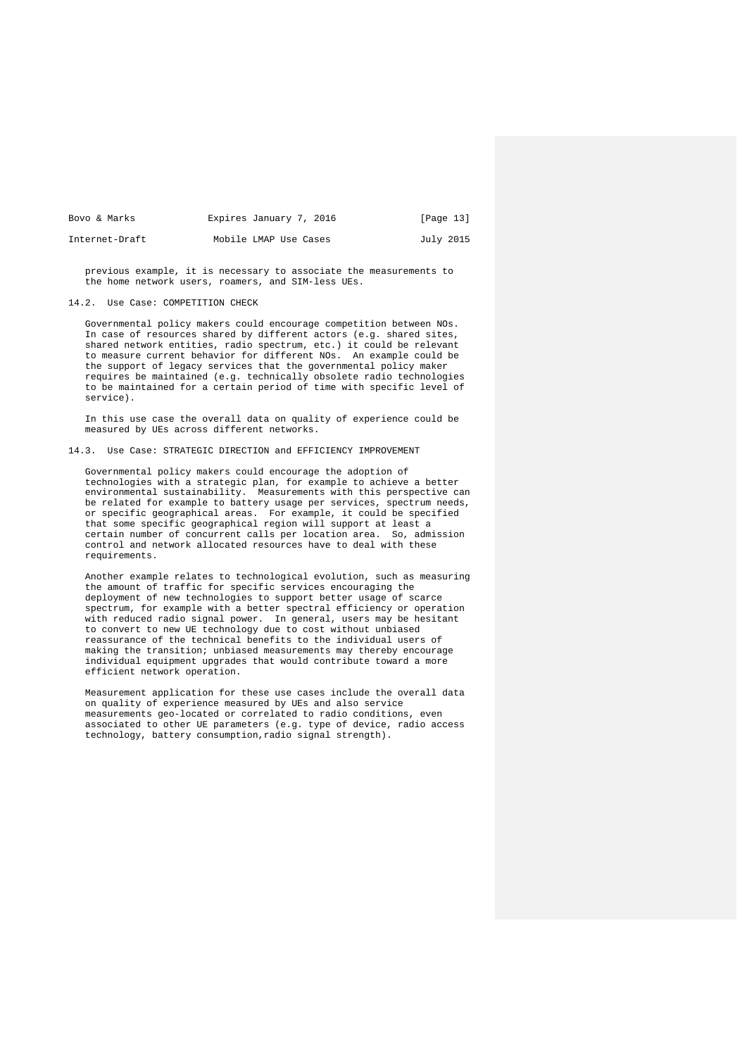previous example, it is necessary to associate the measurements to the home network users, roamers, and SIM-less UEs.

### 14.2. Use Case: COMPETITION CHECK

Governmental policy makers could encourage competition between NOs. In case of resources shared by different actors (e.g. shared sites, shared network entities, radio spectrum, etc.) it could be relevant to measure current behavior for different NOs. An example could be the support of legacy services that the governmental policy maker requires be maintained (e.g. technically obsolete radio technologies to be maintained for a certain period of time with specific level of service).

In this use case the overall data on quality of experience could be measured by UEs across different networks.

### 14.3. Use Case: STRATEGIC DIRECTION and EFFICIENCY IMPROVEMENT

Governmental policy makers could encourage the adoption of technologies with a strategic plan, for example to achieve a better environmental sustainability. Measurements with this perspective can be related for example to battery usage per services, spectrum needs, or specific geographical areas. For example, it could be specified that some specific geographical region will support at least a certain number of concurrent calls per location area. So, admission control and network allocated resources have to deal with these requirements.

Another example relates to technological evolution, such as measuring the amount of traffic for specific services encouraging the deployment of new technologies to support better usage of scarce spectrum, for example with a better spectral efficiency or operation with reduced radio signal power. In general, users may be hesitant to convert to new UE technology due to cost without unbiased reassurance of the technical benefits to the individual users of making the transition; unbiased measurements may thereby encourage individual equipment upgrades that would contribute toward a more efficient network operation.

Measurement application for these use cases include the overall data on quality of experience measured by UEs and also service measurements geo-located or correlated to radio conditions, even associated to other UE parameters (e.g. type of device, radio access technology, battery consumption,radio signal strength).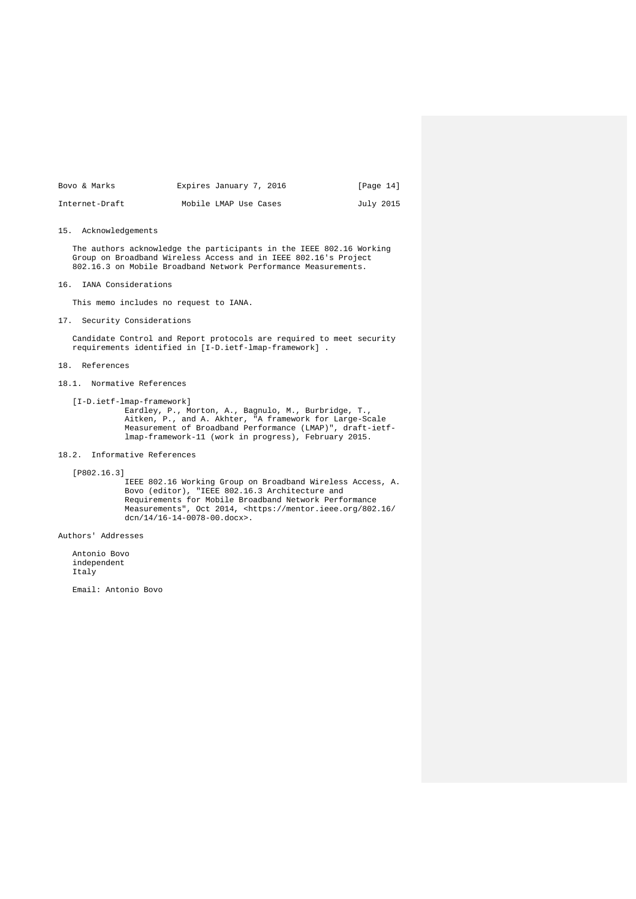## 15. Acknowledgements

The authors acknowledge the participants in the IEEE 802.16 Working Group on Broadband Wireless Access and in IEEE 802.16's Project 802.16.3 on Mobile Broadband Network Performance Measurements.

## 16. IANA Considerations

This memo includes no request to IANA.

## 17. Security Considerations

Candidate Control and Report protocols are required to meet security requirements identified in [I-D.ietf-lmap-framework] .

## 18. References

### 18.1. Normative References

[I-D.ietf-lmap-framework]
Eardley, P., Morton, A., Bagnulo, M., Burbridge, T., Aitken, P., and A. Akhter, "A framework for Large-Scale Measurement of Broadband Performance (LMAP)", draft-ietf-lmap-framework-11 (work in progress), February 2015.

### 18.2. Informative References

[P802.16.3]
IEEE 802.16 Working Group on Broadband Wireless Access, A. Bovo (editor), "IEEE 802.16.3 Architecture and Requirements for Mobile Broadband Network Performance Measurements", Oct 2014, <https://mentor.ieee.org/802.16/dcn/14/16-14-0078-00.docx>.

## Authors' Addresses

Antonio Bovo
independent
Italy

Email: Antonio Bovo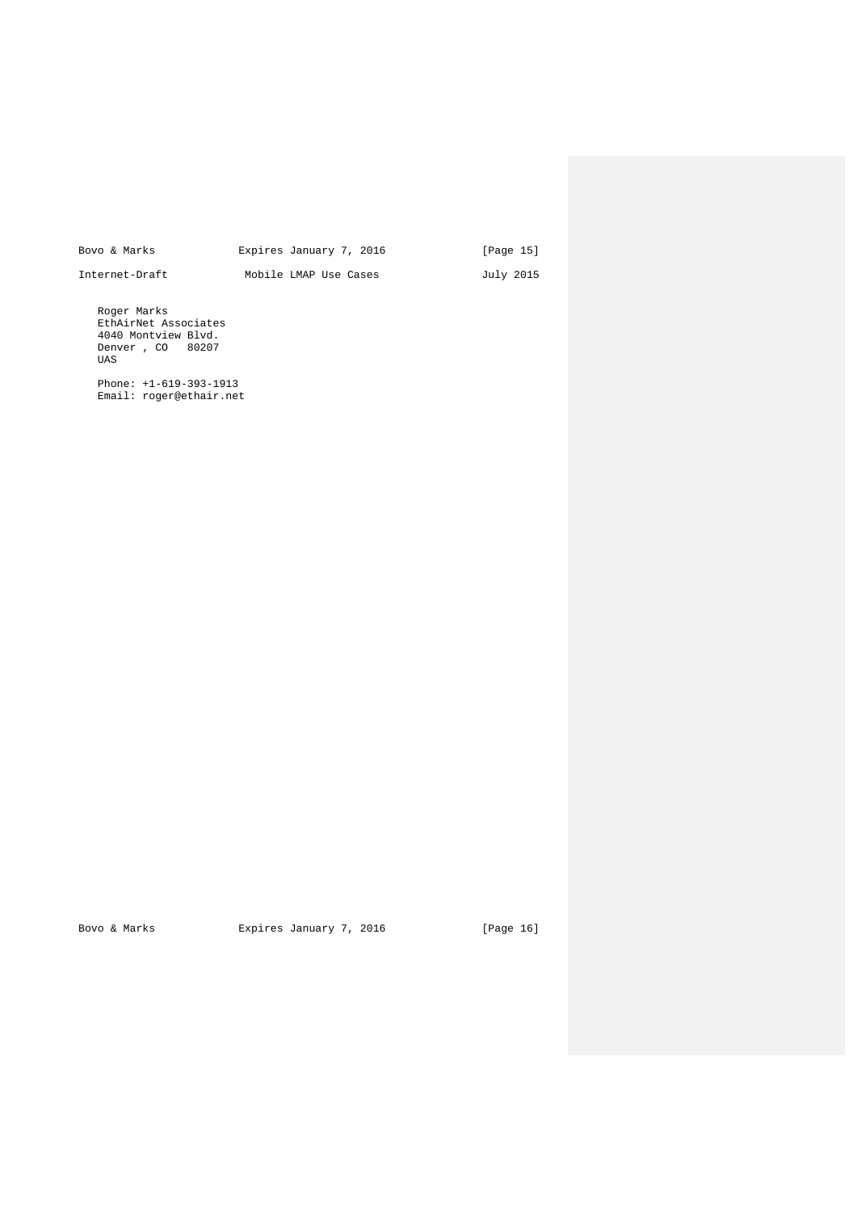Roger Marks
EthAirNet Associates
4040 Montview Blvd.
Denver , CO   80207
UAS

Phone: +1-619-393-1913
Email: roger@ethair.net